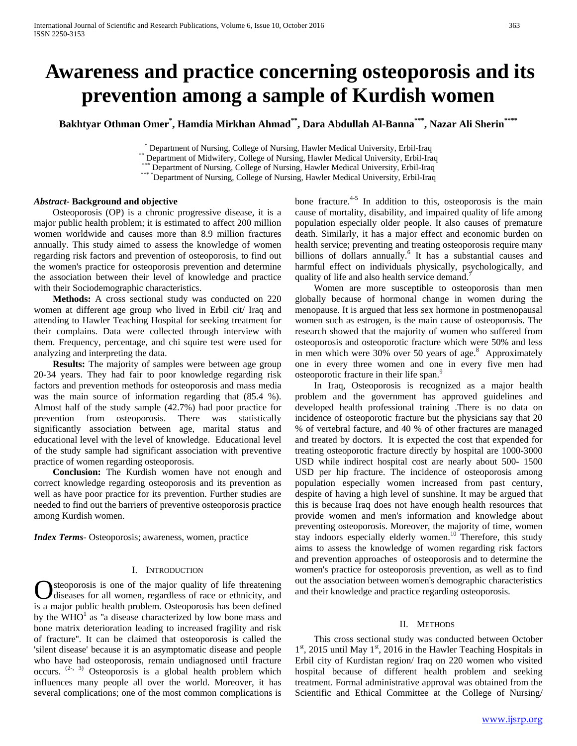# Awareness and practice concerning osteoporosis and its prevention among a sample of Kurdish women

**Bakhtyar Othman Omer[*], Hamdia Mirkhan Ahmad[**], Dara Abdullah Al-Banna[***], Nazar Ali Sherin[****]**

[*] Department of Nursing, College of Nursing, Hawler Medical University, Erbil-Iraq
[**] Department of Midwifery, College of Nursing, Hawler Medical University, Erbil-Iraq
[***] Department of Nursing, College of Nursing, Hawler Medical University, Erbil-Iraq
[****] Department of Nursing, College of Nursing, Hawler Medical University, Erbil-Iraq

***Abstract*- Background and objective**

Osteoporosis (OP) is a chronic progressive disease, it is a major public health problem; it is estimated to affect 200 million women worldwide and causes more than 8.9 million fractures annually. This study aimed to assess the knowledge of women regarding risk factors and prevention of osteoporosis, to find out the women's practice for osteoporosis prevention and determine the association between their level of knowledge and practice with their Sociodemographic characteristics.

**Methods:** A cross sectional study was conducted on 220 women at different age group who lived in Erbil cit/ Iraq and attending to Hawler Teaching Hospital for seeking treatment for their complains. Data were collected through interview with them. Frequency, percentage, and chi squire test were used for analyzing and interpreting the data.

**Results:** The majority of samples were between age group 20-34 years. They had fair to poor knowledge regarding risk factors and prevention methods for osteoporosis and mass media was the main source of information regarding that (85.4 %). Almost half of the study sample (42.7%) had poor practice for prevention from osteoporosis. There was statistically significantly association between age, marital status and educational level with the level of knowledge. Educational level of the study sample had significant association with preventive practice of women regarding osteoporosis.

**Conclusion:** The Kurdish women have not enough and correct knowledge regarding osteoporosis and its prevention as well as have poor practice for its prevention. Further studies are needed to find out the barriers of preventive osteoporosis practice among Kurdish women.

***Index Terms*-** Osteoporosis; awareness, women, practice

## I. Introduction

Osteoporosis is one of the major quality of life threatening diseases for all women, regardless of race or ethnicity, and is a major public health problem. Osteoporosis has been defined by the WHO[1] as "a disease characterized by low bone mass and bone matrix deterioration leading to increased fragility and risk of fracture". It can be claimed that osteoporosis is called the 'silent disease' because it is an asymptomatic disease and people who have had osteoporosis, remain undiagnosed until fracture occurs. [2-, 3] Osteoporosis is a global health problem which influences many people all over the world. Moreover, it has several complications; one of the most common complications is bone fracture.[4-5] In addition to this, osteoporosis is the main cause of mortality, disability, and impaired quality of life among population especially older people. It also causes of premature death. Similarly, it has a major effect and economic burden on health service; preventing and treating osteoporosis require many billions of dollars annually.[6] It has a substantial causes and harmful effect on individuals physically, psychologically, and quality of life and also health service demand.[7]

Women are more susceptible to osteoporosis than men globally because of hormonal change in women during the menopause. It is argued that less sex hormone in postmenopausal women such as estrogen, is the main cause of osteoporosis. The research showed that the majority of women who suffered from osteoporosis and osteoporotic fracture which were 50% and less in men which were 30% over 50 years of age.[8] Approximately one in every three women and one in every five men had osteoporotic fracture in their life span.[9]

In Iraq, Osteoporosis is recognized as a major health problem and the government has approved guidelines and developed health professional training .There is no data on incidence of osteoporotic fracture but the physicians say that 20 % of vertebral facture, and 40 % of other fractures are managed and treated by doctors. It is expected the cost that expended for treating osteoporotic fracture directly by hospital are 1000-3000 USD while indirect hospital cost are nearly about 500- 1500 USD per hip fracture. The incidence of osteoporosis among population especially women increased from past century, despite of having a high level of sunshine. It may be argued that this is because Iraq does not have enough health resources that provide women and men's information and knowledge about preventing osteoporosis. Moreover, the majority of time, women stay indoors especially elderly women.[10] Therefore, this study aims to assess the knowledge of women regarding risk factors and prevention approaches of osteoporosis and to determine the women's practice for osteoporosis prevention, as well as to find out the association between women's demographic characteristics and their knowledge and practice regarding osteoporosis.

## II. Methods

This cross sectional study was conducted between October 1st, 2015 until May 1st, 2016 in the Hawler Teaching Hospitals in Erbil city of Kurdistan region/ Iraq on 220 women who visited hospital because of different health problem and seeking treatment. Formal administrative approval was obtained from the Scientific and Ethical Committee at the College of Nursing/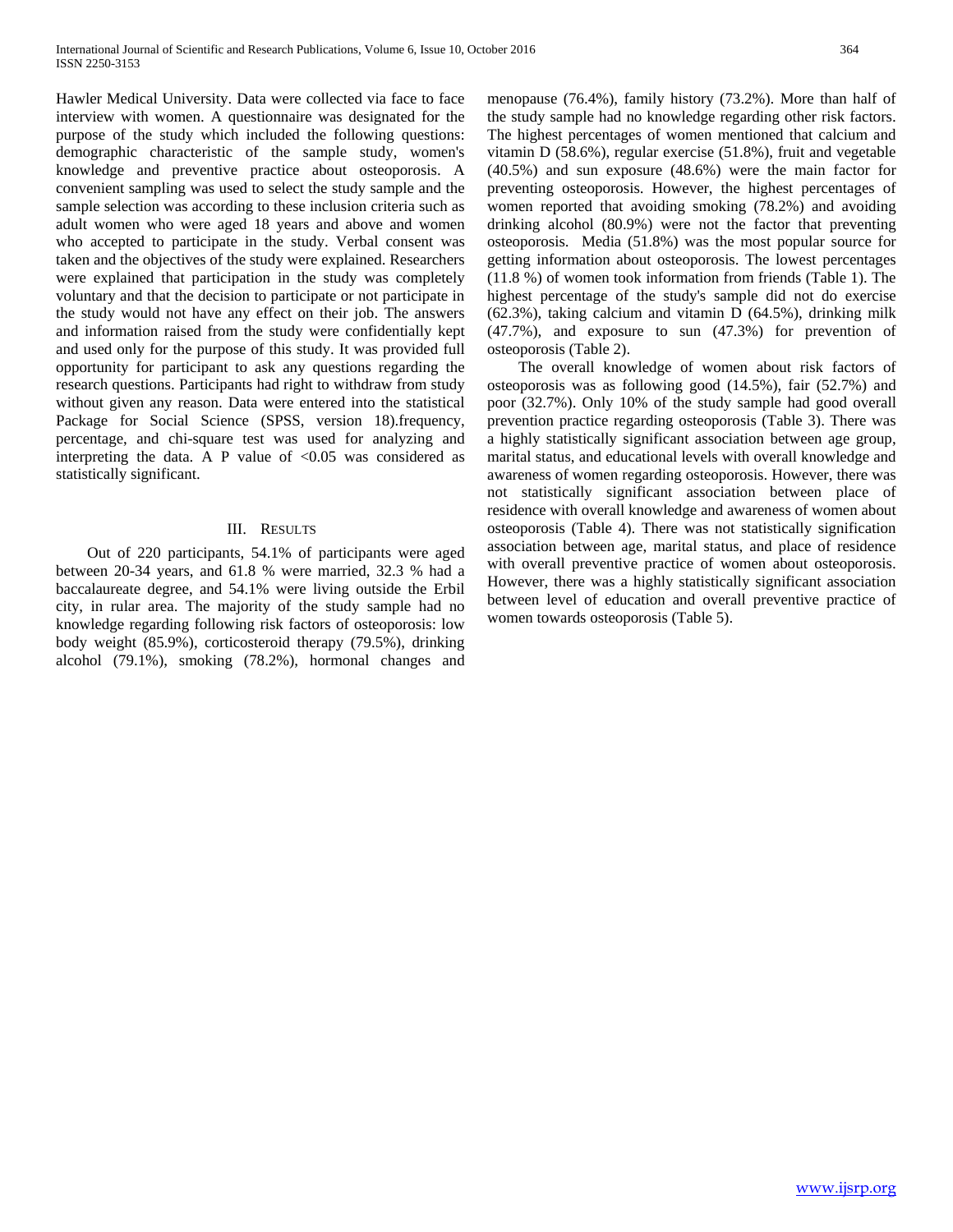Hawler Medical University. Data were collected via face to face interview with women. A questionnaire was designated for the purpose of the study which included the following questions: demographic characteristic of the sample study, women's knowledge and preventive practice about osteoporosis. A convenient sampling was used to select the study sample and the sample selection was according to these inclusion criteria such as adult women who were aged 18 years and above and women who accepted to participate in the study. Verbal consent was taken and the objectives of the study were explained. Researchers were explained that participation in the study was completely voluntary and that the decision to participate or not participate in the study would not have any effect on their job. The answers and information raised from the study were confidentially kept and used only for the purpose of this study. It was provided full opportunity for participant to ask any questions regarding the research questions. Participants had right to withdraw from study without given any reason. Data were entered into the statistical Package for Social Science (SPSS, version 18).frequency, percentage, and chi-square test was used for analyzing and interpreting the data. A P value of <0.05 was considered as statistically significant.

## III. Results

Out of 220 participants, 54.1% of participants were aged between 20-34 years, and 61.8 % were married, 32.3 % had a baccalaureate degree, and 54.1% were living outside the Erbil city, in rular area. The majority of the study sample had no knowledge regarding following risk factors of osteoporosis: low body weight (85.9%), corticosteroid therapy (79.5%), drinking alcohol (79.1%), smoking (78.2%), hormonal changes and menopause (76.4%), family history (73.2%). More than half of the study sample had no knowledge regarding other risk factors. The highest percentages of women mentioned that calcium and vitamin D (58.6%), regular exercise (51.8%), fruit and vegetable (40.5%) and sun exposure (48.6%) were the main factor for preventing osteoporosis. However, the highest percentages of women reported that avoiding smoking (78.2%) and avoiding drinking alcohol (80.9%) were not the factor that preventing osteoporosis. Media (51.8%) was the most popular source for getting information about osteoporosis. The lowest percentages (11.8 %) of women took information from friends (Table 1). The highest percentage of the study's sample did not do exercise (62.3%), taking calcium and vitamin D (64.5%), drinking milk (47.7%), and exposure to sun (47.3%) for prevention of osteoporosis (Table 2).

The overall knowledge of women about risk factors of osteoporosis was as following good (14.5%), fair (52.7%) and poor (32.7%). Only 10% of the study sample had good overall prevention practice regarding osteoporosis (Table 3). There was a highly statistically significant association between age group, marital status, and educational levels with overall knowledge and awareness of women regarding osteoporosis. However, there was not statistically significant association between place of residence with overall knowledge and awareness of women about osteoporosis (Table 4). There was not statistically signification association between age, marital status, and place of residence with overall preventive practice of women about osteoporosis. However, there was a highly statistically significant association between level of education and overall preventive practice of women towards osteoporosis (Table 5).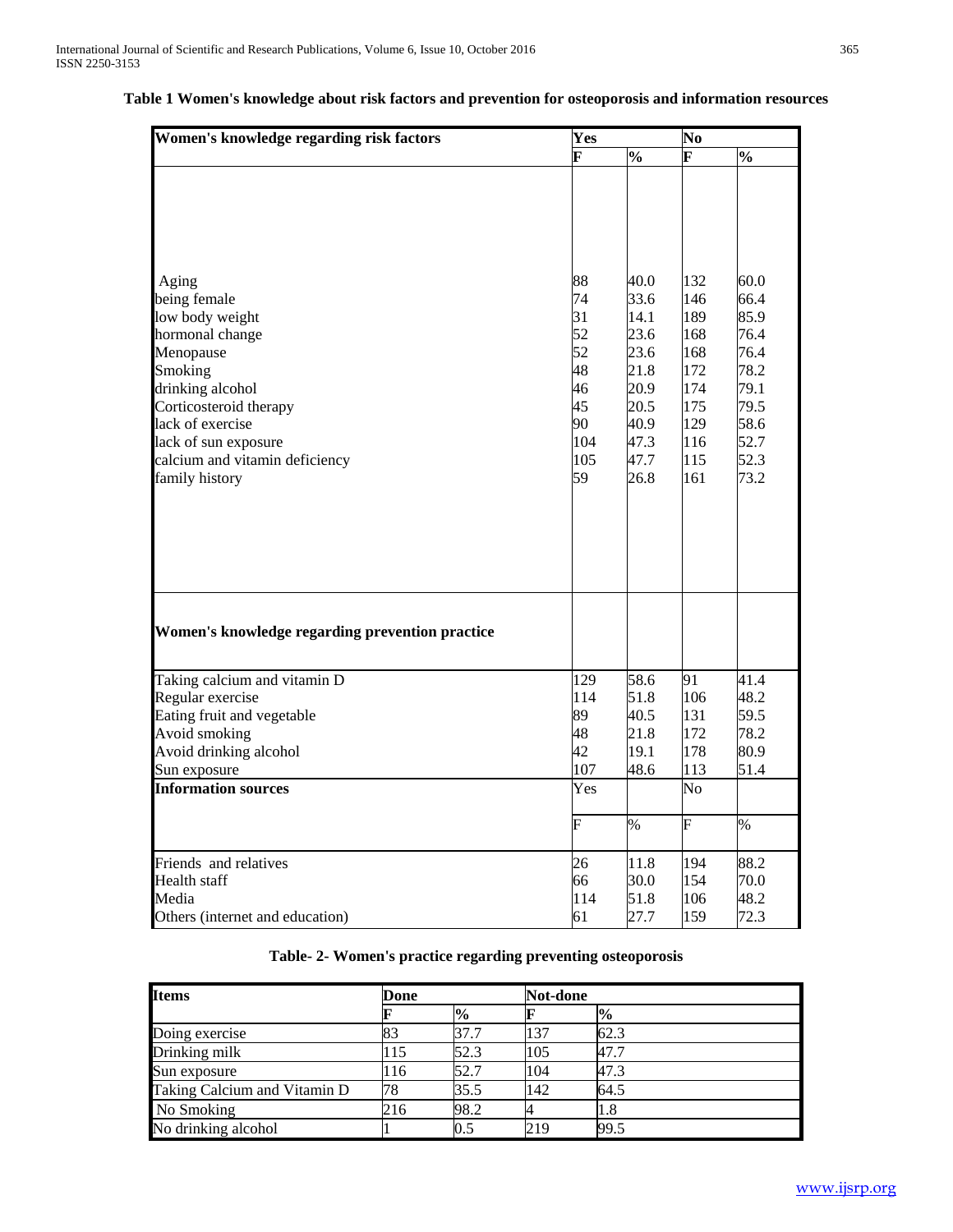**Table 1 Women's knowledge about risk factors and prevention for osteoporosis and information resources**

| Women's knowledge regarding risk factors | Yes | | No | |
|---|---|---|---|---|
| | F | % | F | % |
| Aging | 88 | 40.0 | 132 | 60.0 |
| being female | 74 | 33.6 | 146 | 66.4 |
| low body weight | 31 | 14.1 | 189 | 85.9 |
| hormonal change | 52 | 23.6 | 168 | 76.4 |
| Menopause | 52 | 23.6 | 168 | 76.4 |
| Smoking | 48 | 21.8 | 172 | 78.2 |
| drinking alcohol | 46 | 20.9 | 174 | 79.1 |
| Corticosteroid therapy | 45 | 20.5 | 175 | 79.5 |
| lack of exercise | 90 | 40.9 | 129 | 58.6 |
| lack of sun exposure | 104 | 47.3 | 116 | 52.7 |
| calcium and vitamin deficiency | 105 | 47.7 | 115 | 52.3 |
| family history | 59 | 26.8 | 161 | 73.2 |
| **Women's knowledge regarding prevention practice** | | | | |
| Taking calcium and vitamin D | 129 | 58.6 | 91 | 41.4 |
| Regular exercise | 114 | 51.8 | 106 | 48.2 |
| Eating fruit and vegetable | 89 | 40.5 | 131 | 59.5 |
| Avoid smoking | 48 | 21.8 | 172 | 78.2 |
| Avoid drinking alcohol | 42 | 19.1 | 178 | 80.9 |
| Sun exposure | 107 | 48.6 | 113 | 51.4 |
| **Information sources** | Yes | | No | |
| | F | % | F | % |
| Friends and relatives | 26 | 11.8 | 194 | 88.2 |
| Health staff | 66 | 30.0 | 154 | 70.0 |
| Media | 114 | 51.8 | 106 | 48.2 |
| Others (internet and education) | 61 | 27.7 | 159 | 72.3 |

**Table- 2- Women's practice regarding preventing osteoporosis**

| Items | Done | | Not-done | |
|---|---|---|---|---|
| | F | % | F | % |
| Doing exercise | 83 | 37.7 | 137 | 62.3 |
| Drinking milk | 115 | 52.3 | 105 | 47.7 |
| Sun exposure | 116 | 52.7 | 104 | 47.3 |
| Taking Calcium and Vitamin D | 78 | 35.5 | 142 | 64.5 |
| No Smoking | 216 | 98.2 | 4 | 1.8 |
| No drinking alcohol | 1 | 0.5 | 219 | 99.5 |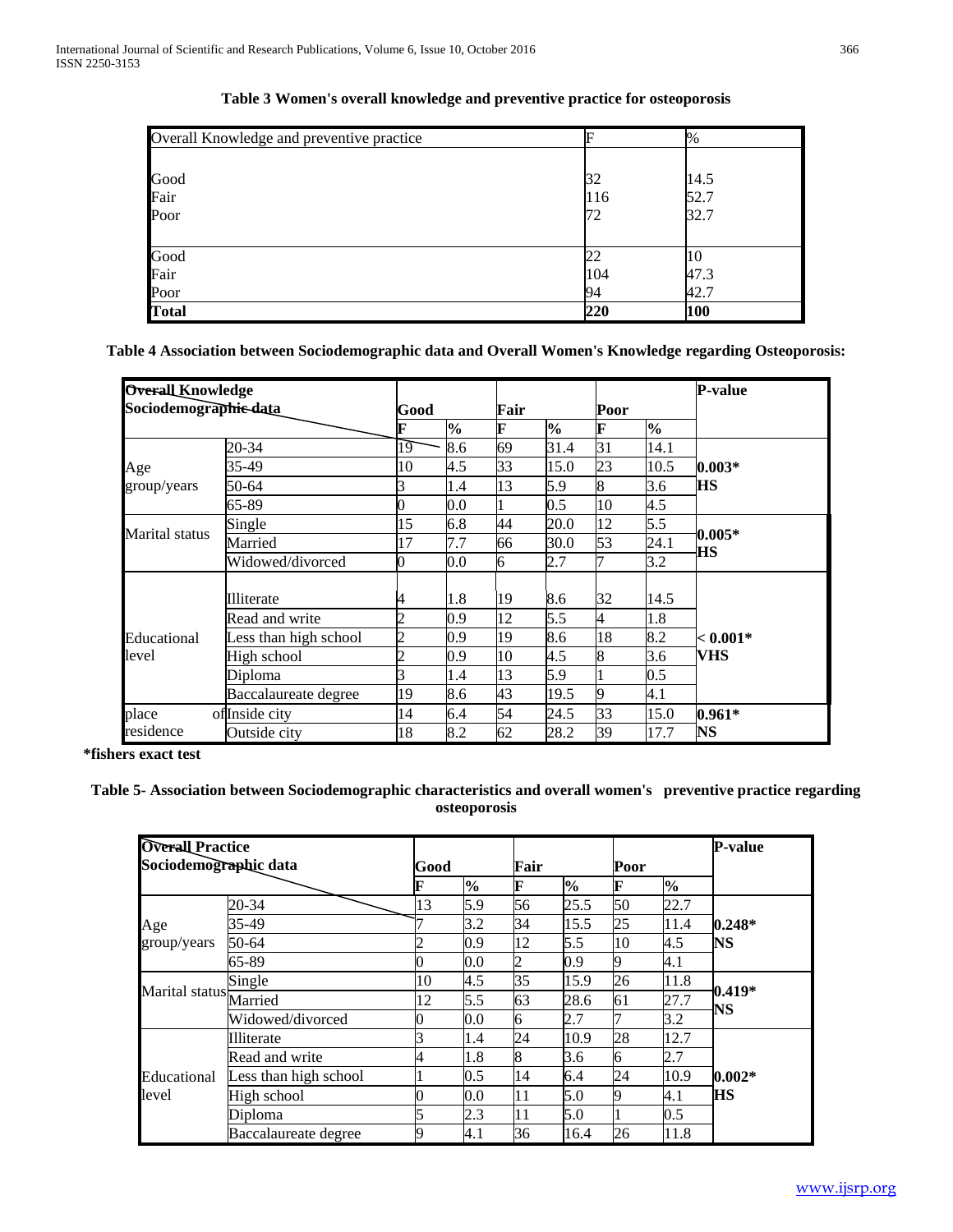**Table 3 Women's overall knowledge and preventive practice for osteoporosis**

| Overall Knowledge and preventive practice | F | % |
|---|---|---|
| Good | 32 | 14.5 |
| Fair | 116 | 52.7 |
| Poor | 72 | 32.7 |
| Good | 22 | 10 |
| Fair | 104 | 47.3 |
| Poor | 94 | 42.7 |
| **Total** | **220** | **100** |

**Table 4 Association between Sociodemographic data and Overall Women's Knowledge regarding Osteoporosis:**

| **Overall Knowledge** / **Sociodemographic data** | | **Good** | | **Fair** | | **Poor** | | **P-value** |
|---|---|---|---|---|---|---|---|---|
| | | **F** | **%** | **F** | **%** | **F** | **%** | |
| Age group/years | 20-34 | 19 | 8.6 | 69 | 31.4 | 31 | 14.1 | **0.003*** **HS** |
| | 35-49 | 10 | 4.5 | 33 | 15.0 | 23 | 10.5 | |
| | 50-64 | 3 | 1.4 | 13 | 5.9 | 8 | 3.6 | |
| | 65-89 | 0 | 0.0 | 1 | 0.5 | 10 | 4.5 | |
| Marital status | Single | 15 | 6.8 | 44 | 20.0 | 12 | 5.5 | **0.005*** **HS** |
| | Married | 17 | 7.7 | 66 | 30.0 | 53 | 24.1 | |
| | Widowed/divorced | 0 | 0.0 | 6 | 2.7 | 7 | 3.2 | |
| Educational level | Illiterate | 4 | 1.8 | 19 | 8.6 | 32 | 14.5 | **< 0.001*** **VHS** |
| | Read and write | 2 | 0.9 | 12 | 5.5 | 4 | 1.8 | |
| | Less than high school | 2 | 0.9 | 19 | 8.6 | 18 | 8.2 | |
| | High school | 2 | 0.9 | 10 | 4.5 | 8 | 3.6 | |
| | Diploma | 3 | 1.4 | 13 | 5.9 | 1 | 0.5 | |
| | Baccalaureate degree | 19 | 8.6 | 43 | 19.5 | 9 | 4.1 | |
| place of residence | Inside city | 14 | 6.4 | 54 | 24.5 | 33 | 15.0 | **0.961*** **NS** |
| | Outside city | 18 | 8.2 | 62 | 28.2 | 39 | 17.7 | |

***fishers exact test**

**Table 5- Association between Sociodemographic characteristics and overall women's preventive practice regarding osteoporosis**

| **Overall Practice** / **Sociodemographic data** | | **Good** | | **Fair** | | **Poor** | | **P-value** |
|---|---|---|---|---|---|---|---|---|
| | | **F** | **%** | **F** | **%** | **F** | **%** | |
| Age group/years | 20-34 | 13 | 5.9 | 56 | 25.5 | 50 | 22.7 | **0.248*** **NS** |
| | 35-49 | 7 | 3.2 | 34 | 15.5 | 25 | 11.4 | |
| | 50-64 | 2 | 0.9 | 12 | 5.5 | 10 | 4.5 | |
| | 65-89 | 0 | 0.0 | 2 | 0.9 | 9 | 4.1 | |
| Marital status | Single | 10 | 4.5 | 35 | 15.9 | 26 | 11.8 | **0.419*** **NS** |
| | Married | 12 | 5.5 | 63 | 28.6 | 61 | 27.7 | |
| | Widowed/divorced | 0 | 0.0 | 6 | 2.7 | 7 | 3.2 | |
| Educational level | Illiterate | 3 | 1.4 | 24 | 10.9 | 28 | 12.7 | **0.002*** **HS** |
| | Read and write | 4 | 1.8 | 8 | 3.6 | 6 | 2.7 | |
| | Less than high school | 1 | 0.5 | 14 | 6.4 | 24 | 10.9 | |
| | High school | 0 | 0.0 | 11 | 5.0 | 9 | 4.1 | |
| | Diploma | 5 | 2.3 | 11 | 5.0 | 1 | 0.5 | |
| | Baccalaureate degree | 9 | 4.1 | 36 | 16.4 | 26 | 11.8 | |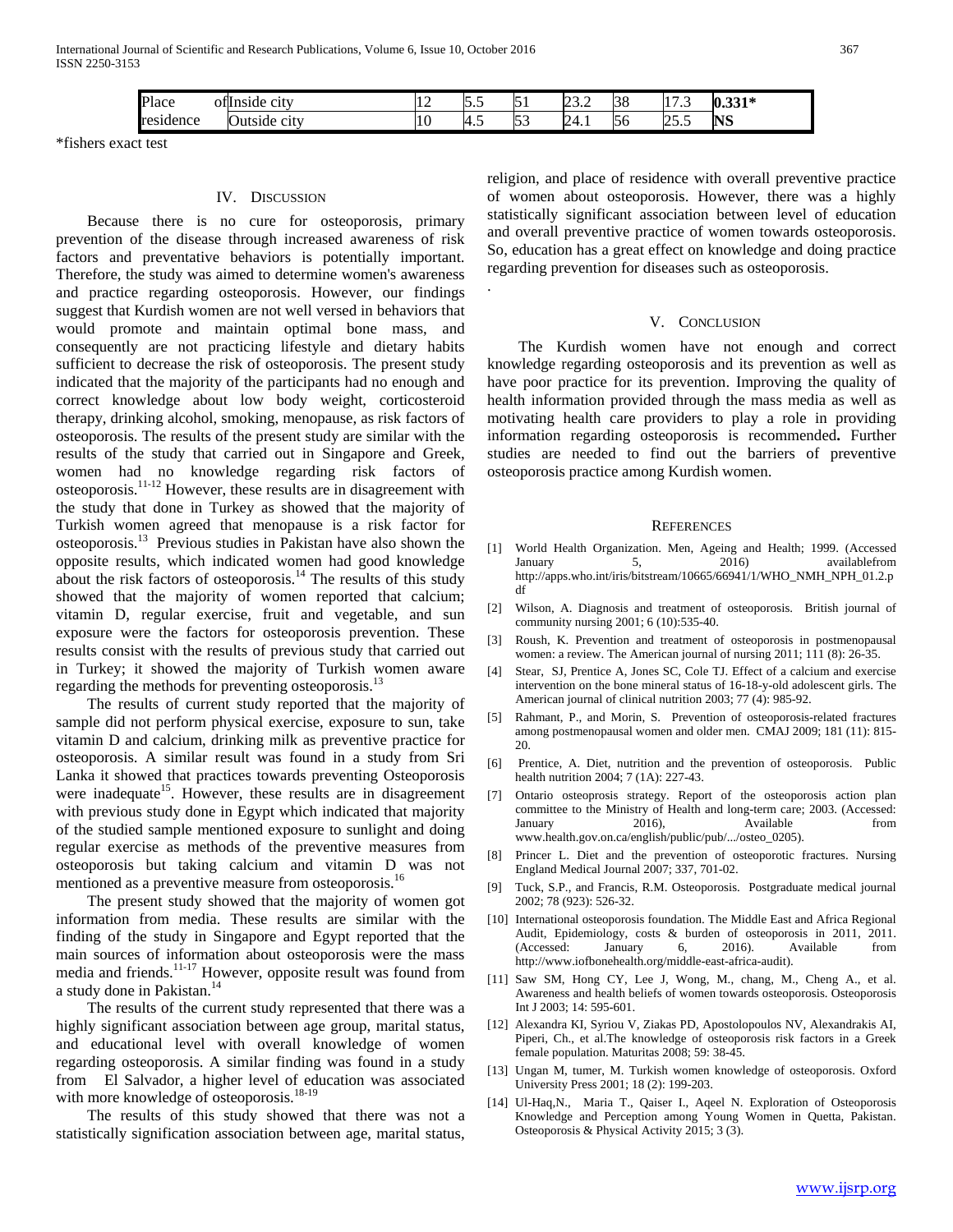| Place of residence | Inside city | 12 | 5.5 | 51 | 23.2 | 38 | 17.3 | **0.331*** |
|---|---|---|---|---|---|---|---|---|
| | Outside city | 10 | 4.5 | 53 | 24.1 | 56 | 25.5 | **NS** |

*fishers exact test

## IV. Discussion

Because there is no cure for osteoporosis, primary prevention of the disease through increased awareness of risk factors and preventative behaviors is potentially important. Therefore, the study was aimed to determine women's awareness and practice regarding osteoporosis. However, our findings suggest that Kurdish women are not well versed in behaviors that would promote and maintain optimal bone mass, and consequently are not practicing lifestyle and dietary habits sufficient to decrease the risk of osteoporosis. The present study indicated that the majority of the participants had no enough and correct knowledge about low body weight, corticosteroid therapy, drinking alcohol, smoking, menopause, as risk factors of osteoporosis. The results of the present study are similar with the results of the study that carried out in Singapore and Greek, women had no knowledge regarding risk factors of osteoporosis.[11-12] However, these results are in disagreement with the study that done in Turkey as showed that the majority of Turkish women agreed that menopause is a risk factor for osteoporosis.[13] Previous studies in Pakistan have also shown the opposite results, which indicated women had good knowledge about the risk factors of osteoporosis.[14] The results of this study showed that the majority of women reported that calcium; vitamin D, regular exercise, fruit and vegetable, and sun exposure were the factors for osteoporosis prevention. These results consist with the results of previous study that carried out in Turkey; it showed the majority of Turkish women aware regarding the methods for preventing osteoporosis.[13]

The results of current study reported that the majority of sample did not perform physical exercise, exposure to sun, take vitamin D and calcium, drinking milk as preventive practice for osteoporosis. A similar result was found in a study from Sri Lanka it showed that practices towards preventing Osteoporosis were inadequate[15]. However, these results are in disagreement with previous study done in Egypt which indicated that majority of the studied sample mentioned exposure to sunlight and doing regular exercise as methods of the preventive measures from osteoporosis but taking calcium and vitamin D was not mentioned as a preventive measure from osteoporosis.[16]

The present study showed that the majority of women got information from media. These results are similar with the finding of the study in Singapore and Egypt reported that the main sources of information about osteoporosis were the mass media and friends.[11-17] However, opposite result was found from a study done in Pakistan.[14]

The results of the current study represented that there was a highly significant association between age group, marital status, and educational level with overall knowledge of women regarding osteoporosis. A similar finding was found in a study from El Salvador, a higher level of education was associated with more knowledge of osteoporosis.[18-19]

The results of this study showed that there was not a statistically signification association between age, marital status, religion, and place of residence with overall preventive practice of women about osteoporosis. However, there was a highly statistically significant association between level of education and overall preventive practice of women towards osteoporosis. So, education has a great effect on knowledge and doing practice regarding prevention for diseases such as osteoporosis.

.

## V. Conclusion

The Kurdish women have not enough and correct knowledge regarding osteoporosis and its prevention as well as have poor practice for its prevention. Improving the quality of health information provided through the mass media as well as motivating health care providers to play a role in providing information regarding osteoporosis is recommended**.** Further studies are needed to find out the barriers of preventive osteoporosis practice among Kurdish women.

## References

[1] World Health Organization. Men, Ageing and Health; 1999. (Accessed January 5, 2016) availablefrom http://apps.who.int/iris/bitstream/10665/66941/1/WHO_NMH_NPH_01.2.pdf

[2] Wilson, A. Diagnosis and treatment of osteoporosis. British journal of community nursing 2001; 6 (10):535-40.

[3] Roush, K. Prevention and treatment of osteoporosis in postmenopausal women: a review. The American journal of nursing 2011; 111 (8): 26-35.

[4] Stear, SJ, Prentice A, Jones SC, Cole TJ. Effect of a calcium and exercise intervention on the bone mineral status of 16-18-y-old adolescent girls. The American journal of clinical nutrition 2003; 77 (4): 985-92.

[5] Rahmant, P., and Morin, S. Prevention of osteoporosis-related fractures among postmenopausal women and older men. CMAJ 2009; 181 (11): 815-20.

[6] Prentice, A. Diet, nutrition and the prevention of osteoporosis. Public health nutrition 2004; 7 (1A): 227-43.

[7] Ontario osteoprosis strategy. Report of the osteoporosis action plan committee to the Ministry of Health and long-term care; 2003. (Accessed: January 2016), Available from www.health.gov.on.ca/english/public/pub/.../osteo_0205).

[8] Princer L. Diet and the prevention of osteoporotic fractures. Nursing England Medical Journal 2007; 337, 701-02.

[9] Tuck, S.P., and Francis, R.M. Osteoporosis. Postgraduate medical journal 2002; 78 (923): 526-32.

[10] International osteoporosis foundation. The Middle East and Africa Regional Audit, Epidemiology, costs & burden of osteoporosis in 2011, 2011. (Accessed: January 6, 2016). Available from http://www.iofbonehealth.org/middle-east-africa-audit).

[11] Saw SM, Hong CY, Lee J, Wong, M., chang, M., Cheng A., et al. Awareness and health beliefs of women towards osteoporosis. Osteoporosis Int J 2003; 14: 595-601.

[12] Alexandra KI, Syriou V, Ziakas PD, Apostolopoulos NV, Alexandrakis AI, Piperi, Ch., et al.The knowledge of osteoporosis risk factors in a Greek female population. Maturitas 2008; 59: 38-45.

[13] Ungan M, tumer, M. Turkish women knowledge of osteoporosis. Oxford University Press 2001; 18 (2): 199-203.

[14] Ul-Haq,N., Maria T., Qaiser I., Aqeel N. Exploration of Osteoporosis Knowledge and Perception among Young Women in Quetta, Pakistan. Osteoporosis & Physical Activity 2015; 3 (3).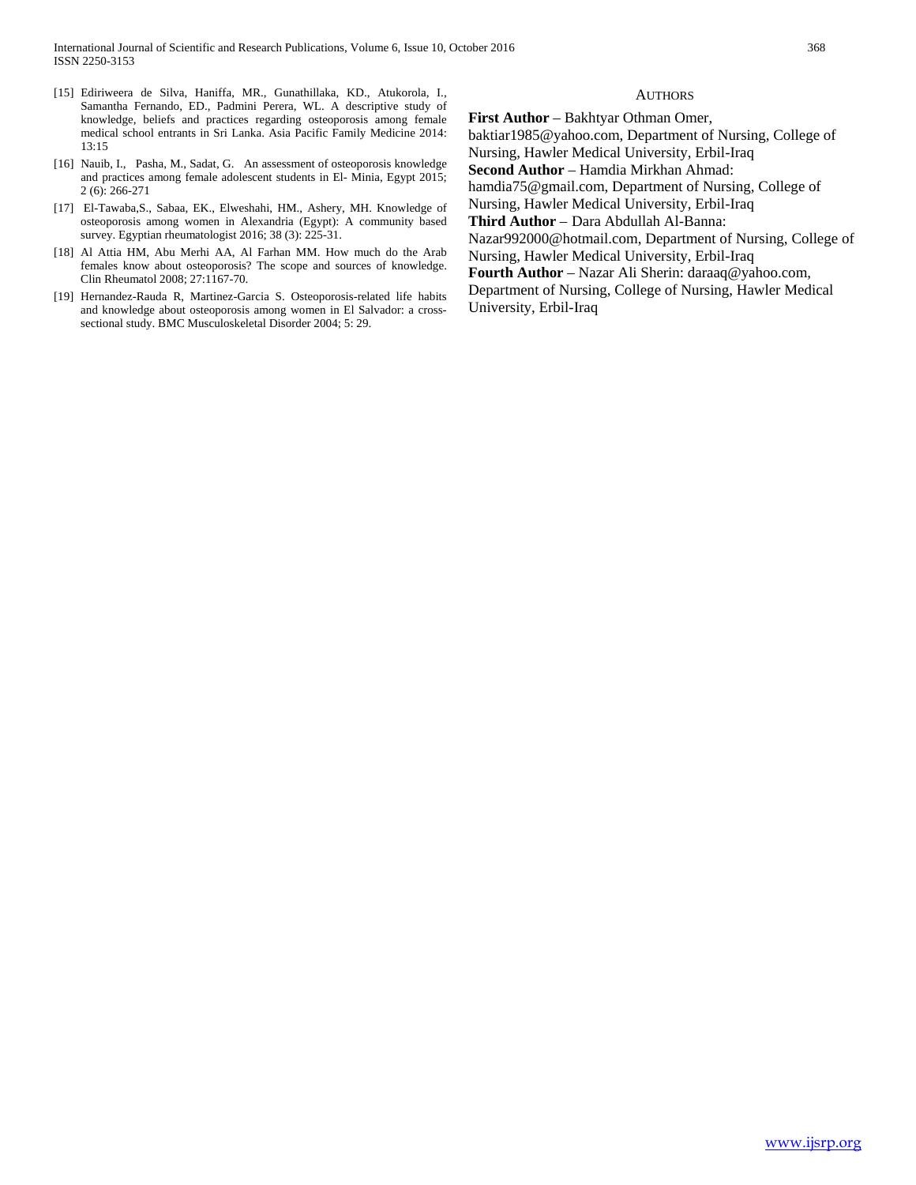[15] Ediriweera de Silva, Haniffa, MR., Gunathillaka, KD., Atukorola, I., Samantha Fernando, ED., Padmini Perera, WL. A descriptive study of knowledge, beliefs and practices regarding osteoporosis among female medical school entrants in Sri Lanka. Asia Pacific Family Medicine 2014: 13:15

[16] Nauib, I., Pasha, M., Sadat, G. An assessment of osteoporosis knowledge and practices among female adolescent students in El- Minia, Egypt 2015; 2 (6): 266-271

[17] El-Tawaba,S., Sabaa, EK., Elweshahi, HM., Ashery, MH. Knowledge of osteoporosis among women in Alexandria (Egypt): A community based survey. Egyptian rheumatologist 2016; 38 (3): 225-31.

[18] Al Attia HM, Abu Merhi AA, Al Farhan MM. How much do the Arab females know about osteoporosis? The scope and sources of knowledge. Clin Rheumatol 2008; 27:1167-70.

[19] Hernandez-Rauda R, Martinez-Garcia S. Osteoporosis-related life habits and knowledge about osteoporosis among women in El Salvador: a cross-sectional study. BMC Musculoskeletal Disorder 2004; 5: 29.

## Authors

**First Author** – Bakhtyar Othman Omer, baktiar1985@yahoo.com, Department of Nursing, College of Nursing, Hawler Medical University, Erbil-Iraq

**Second Author** – Hamdia Mirkhan Ahmad: hamdia75@gmail.com, Department of Nursing, College of Nursing, Hawler Medical University, Erbil-Iraq

**Third Author** – Dara Abdullah Al-Banna: Nazar992000@hotmail.com, Department of Nursing, College of Nursing, Hawler Medical University, Erbil-Iraq

**Fourth Author** – Nazar Ali Sherin: daraaq@yahoo.com, Department of Nursing, College of Nursing, Hawler Medical University, Erbil-Iraq